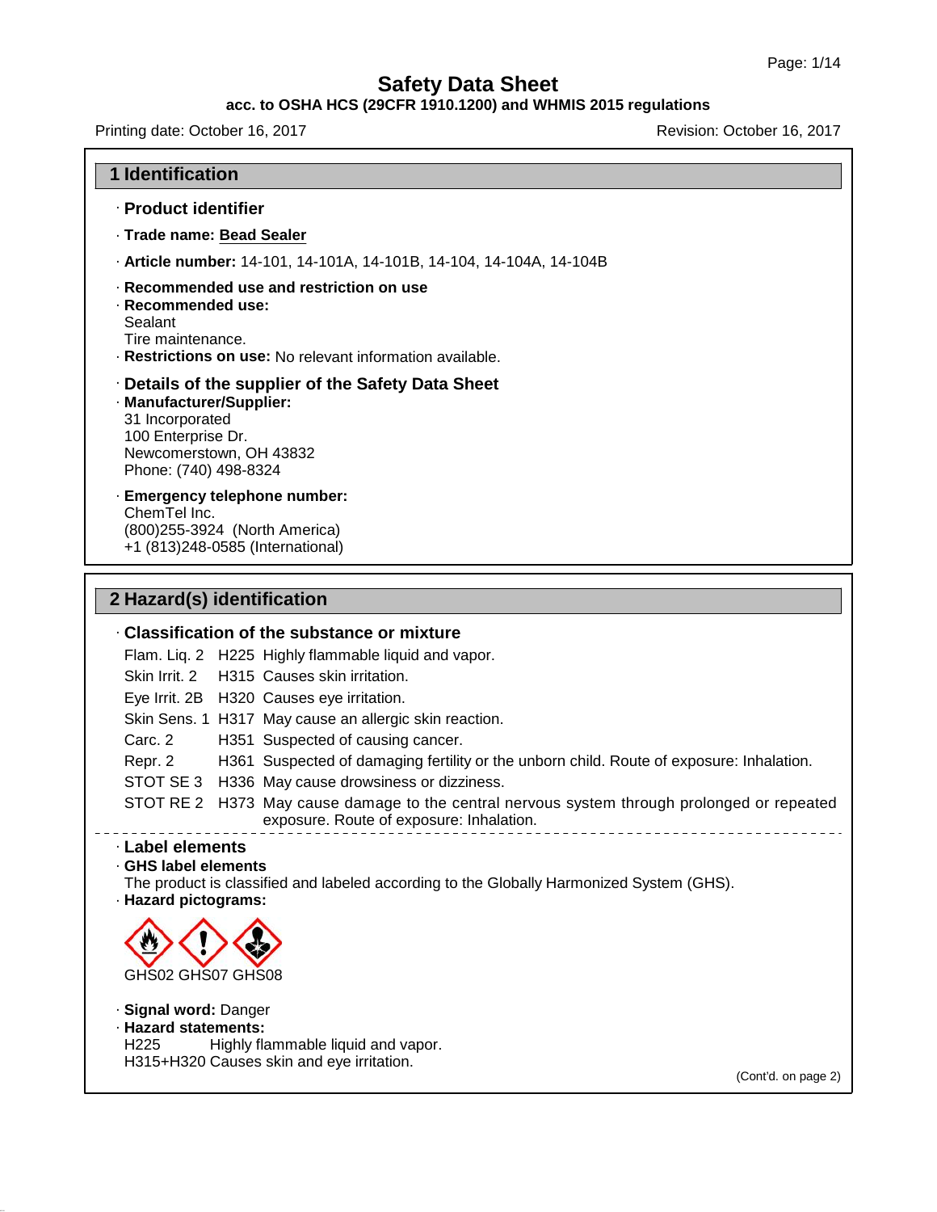# Safety Data Sheet

**acc. to OSHA HCS (29CFR 1910.1200) and WHMIS 2015 regulations**

Printing date: October 16, 2017 Revision: October 16, 2017

## 1 Identification

### · Product identifier

· **Trade name: Bead Sealer**

· **Article number:** 14-101, 14-101A, 14-101B, 14-104, 14-104A, 14-104B

· **Recommended use and restriction on use**

· **Recommended use:**
Sealant
Tire maintenance.

· **Restrictions on use:** No relevant information available.

### · Details of the supplier of the Safety Data Sheet

· **Manufacturer/Supplier:**
31 Incorporated
100 Enterprise Dr.
Newcomerstown, OH 43832
Phone: (740) 498-8324

· **Emergency telephone number:**
ChemTel Inc.
(800)255-3924 (North America)
+1 (813)248-0585 (International)

## 2 Hazard(s) identification

### · Classification of the substance or mixture

| | | |
|---|---|---|
| Flam. Liq. 2 | H225 | Highly flammable liquid and vapor. |
| Skin Irrit. 2 | H315 | Causes skin irritation. |
| Eye Irrit. 2B | H320 | Causes eye irritation. |
| Skin Sens. 1 | H317 | May cause an allergic skin reaction. |
| Carc. 2 | H351 | Suspected of causing cancer. |
| Repr. 2 | H361 | Suspected of damaging fertility or the unborn child. Route of exposure: Inhalation. |
| STOT SE 3 | H336 | May cause drowsiness or dizziness. |
| STOT RE 2 | H373 | May cause damage to the central nervous system through prolonged or repeated exposure. Route of exposure: Inhalation. |

### · Label elements

· **GHS label elements**
The product is classified and labeled according to the Globally Harmonized System (GHS).

· **Hazard pictograms:**

GHS02 GHS07 GHS08

· **Signal word:** Danger

· **Hazard statements:**
H225 Highly flammable liquid and vapor.
H315+H320 Causes skin and eye irritation.

(Cont'd. on page 2)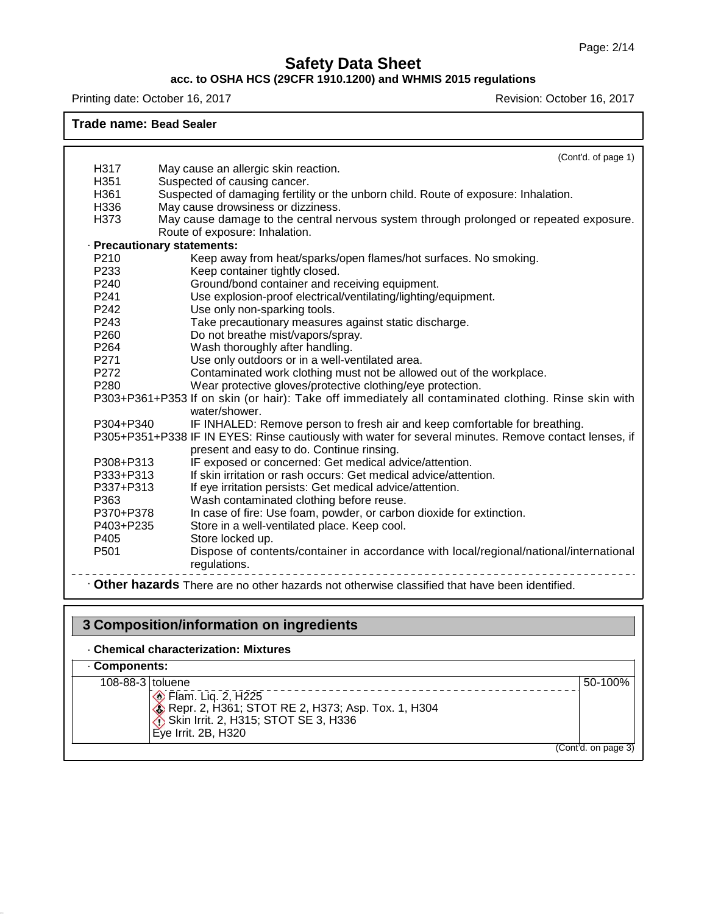**Trade name: Bead Sealer**

(Cont'd. of page 1)

| | |
|---|---|
| H317 | May cause an allergic skin reaction. |
| H351 | Suspected of causing cancer. |
| H361 | Suspected of damaging fertility or the unborn child. Route of exposure: Inhalation. |
| H336 | May cause drowsiness or dizziness. |
| H373 | May cause damage to the central nervous system through prolonged or repeated exposure. Route of exposure: Inhalation. |

· **Precautionary statements:**

| | |
|---|---|
| P210 | Keep away from heat/sparks/open flames/hot surfaces. No smoking. |
| P233 | Keep container tightly closed. |
| P240 | Ground/bond container and receiving equipment. |
| P241 | Use explosion-proof electrical/ventilating/lighting/equipment. |
| P242 | Use only non-sparking tools. |
| P243 | Take precautionary measures against static discharge. |
| P260 | Do not breathe mist/vapors/spray. |
| P264 | Wash thoroughly after handling. |
| P271 | Use only outdoors or in a well-ventilated area. |
| P272 | Contaminated work clothing must not be allowed out of the workplace. |
| P280 | Wear protective gloves/protective clothing/eye protection. |
| P303+P361+P353 | If on skin (or hair): Take off immediately all contaminated clothing. Rinse skin with water/shower. |
| P304+P340 | IF INHALED: Remove person to fresh air and keep comfortable for breathing. |
| P305+P351+P338 | IF IN EYES: Rinse cautiously with water for several minutes. Remove contact lenses, if present and easy to do. Continue rinsing. |
| P308+P313 | IF exposed or concerned: Get medical advice/attention. |
| P333+P313 | If skin irritation or rash occurs: Get medical advice/attention. |
| P337+P313 | If eye irritation persists: Get medical advice/attention. |
| P363 | Wash contaminated clothing before reuse. |
| P370+P378 | In case of fire: Use foam, powder, or carbon dioxide for extinction. |
| P403+P235 | Store in a well-ventilated place. Keep cool. |
| P405 | Store locked up. |
| P501 | Dispose of contents/container in accordance with local/regional/national/international regulations. |

· **Other hazards** There are no other hazards not otherwise classified that have been identified.

## 3 Composition/information on ingredients

· **Chemical characterization: Mixtures**

· **Components:**

| | | |
|---|---|---|
| 108-88-3 | toluene<br>Flam. Liq. 2, H225<br>Repr. 2, H361; STOT RE 2, H373; Asp. Tox. 1, H304<br>Skin Irrit. 2, H315; STOT SE 3, H336<br>Eye Irrit. 2B, H320 | 50-100% |

(Cont'd. on page 3)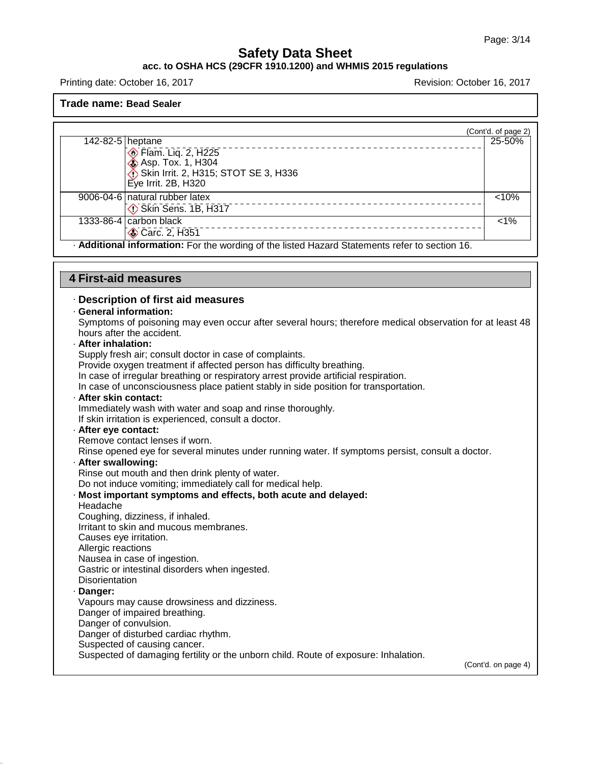**Trade name: Bead Sealer**

(Cont'd. of page 2)

| | | |
|---|---|---|
| 142-82-5 | heptane<br>Flam. Liq. 2, H225<br>Asp. Tox. 1, H304<br>Skin Irrit. 2, H315; STOT SE 3, H336<br>Eye Irrit. 2B, H320 | 25-50% |
| 9006-04-6 | natural rubber latex<br>Skin Sens. 1B, H317 | <10% |
| 1333-86-4 | carbon black<br>Carc. 2, H351 | <1% |

· **Additional information:** For the wording of the listed Hazard Statements refer to section 16.

## 4 First-aid measures

### · Description of first aid measures

· **General information:**
Symptoms of poisoning may even occur after several hours; therefore medical observation for at least 48 hours after the accident.

· **After inhalation:**
Supply fresh air; consult doctor in case of complaints.
Provide oxygen treatment if affected person has difficulty breathing.
In case of irregular breathing or respiratory arrest provide artificial respiration.
In case of unconsciousness place patient stably in side position for transportation.

· **After skin contact:**
Immediately wash with water and soap and rinse thoroughly.
If skin irritation is experienced, consult a doctor.

· **After eye contact:**
Remove contact lenses if worn.
Rinse opened eye for several minutes under running water. If symptoms persist, consult a doctor.

· **After swallowing:**
Rinse out mouth and then drink plenty of water.
Do not induce vomiting; immediately call for medical help.

· **Most important symptoms and effects, both acute and delayed:**
Headache
Coughing, dizziness, if inhaled.
Irritant to skin and mucous membranes.
Causes eye irritation.
Allergic reactions
Nausea in case of ingestion.
Gastric or intestinal disorders when ingested.
Disorientation

· **Danger:**
Vapours may cause drowsiness and dizziness.
Danger of impaired breathing.
Danger of convulsion.
Danger of disturbed cardiac rhythm.
Suspected of causing cancer.
Suspected of damaging fertility or the unborn child. Route of exposure: Inhalation.

(Cont'd. on page 4)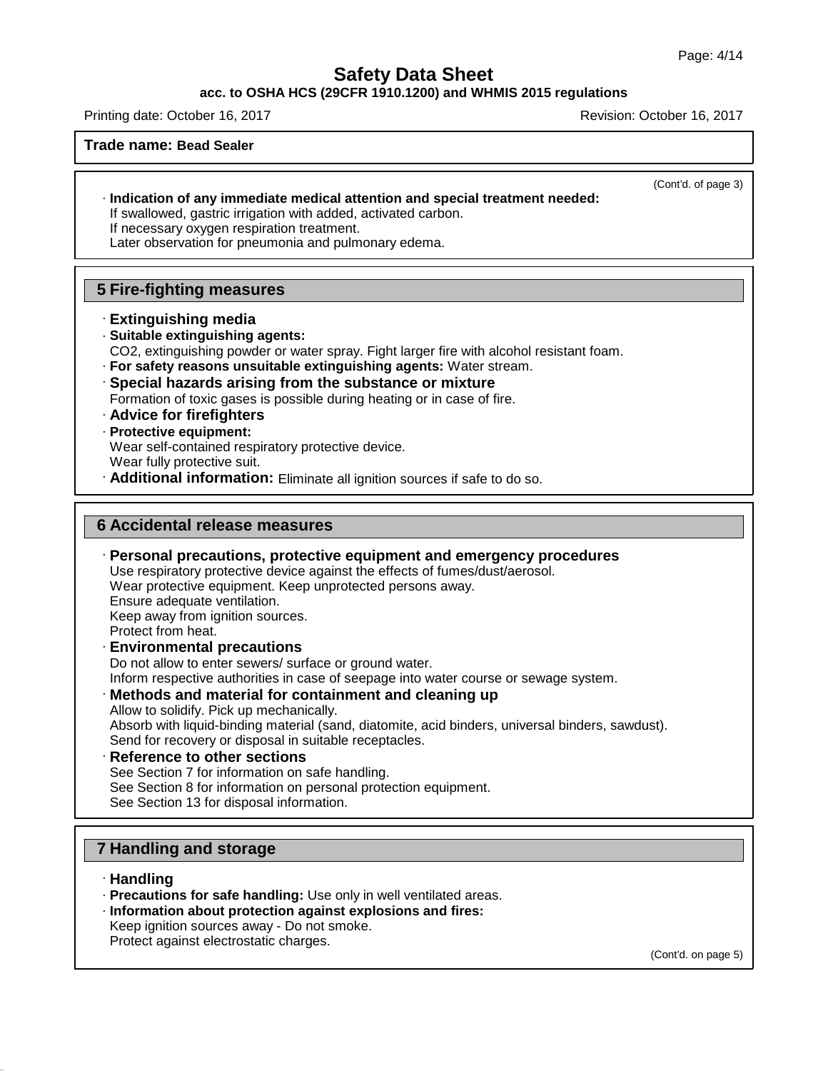**Trade name: Bead Sealer**

(Cont'd. of page 3)

· **Indication of any immediate medical attention and special treatment needed:**
If swallowed, gastric irrigation with added, activated carbon.
If necessary oxygen respiration treatment.
Later observation for pneumonia and pulmonary edema.

## 5 Fire-fighting measures

· **Extinguishing media**
· **Suitable extinguishing agents:**
$CO_2$, extinguishing powder or water spray. Fight larger fire with alcohol resistant foam.
· **For safety reasons unsuitable extinguishing agents:** Water stream.
· **Special hazards arising from the substance or mixture**
Formation of toxic gases is possible during heating or in case of fire.
· **Advice for firefighters**
· **Protective equipment:**
Wear self-contained respiratory protective device.
Wear fully protective suit.
· **Additional information:** Eliminate all ignition sources if safe to do so.

## 6 Accidental release measures

· **Personal precautions, protective equipment and emergency procedures**
Use respiratory protective device against the effects of fumes/dust/aerosol.
Wear protective equipment. Keep unprotected persons away.
Ensure adequate ventilation.
Keep away from ignition sources.
Protect from heat.
· **Environmental precautions**
Do not allow to enter sewers/ surface or ground water.
Inform respective authorities in case of seepage into water course or sewage system.
· **Methods and material for containment and cleaning up**
Allow to solidify. Pick up mechanically.
Absorb with liquid-binding material (sand, diatomite, acid binders, universal binders, sawdust).
Send for recovery or disposal in suitable receptacles.
· **Reference to other sections**
See Section 7 for information on safe handling.
See Section 8 for information on personal protection equipment.
See Section 13 for disposal information.

## 7 Handling and storage

· **Handling**
· **Precautions for safe handling:** Use only in well ventilated areas.
· **Information about protection against explosions and fires:**
Keep ignition sources away - Do not smoke.
Protect against electrostatic charges.

(Cont'd. on page 5)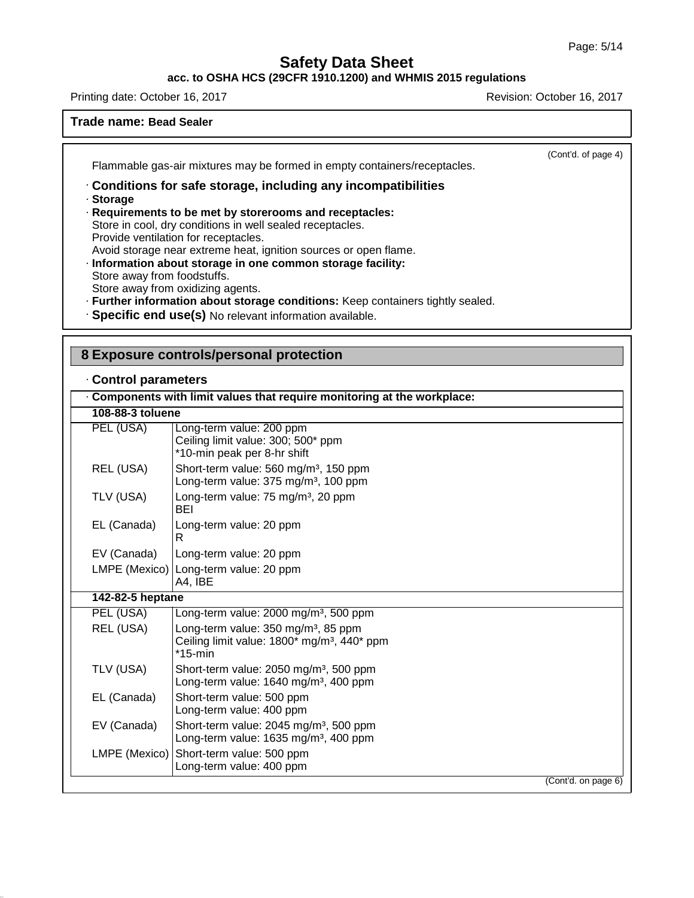(Cont'd. of page 4)

Flammable gas-air mixtures may be formed in empty containers/receptacles.

· **Conditions for safe storage, including any incompatibilities**

· **Storage**

· **Requirements to be met by storerooms and receptacles:**
Store in cool, dry conditions in well sealed receptacles.
Provide ventilation for receptacles.
Avoid storage near extreme heat, ignition sources or open flame.

· **Information about storage in one common storage facility:**
Store away from foodstuffs.
Store away from oxidizing agents.

· **Further information about storage conditions:** Keep containers tightly sealed.

· **Specific end use(s)** No relevant information available.

## 8 Exposure controls/personal protection

· **Control parameters**

| · **Components with limit values that require monitoring at the workplace:** | |
|---|---|
| **108-88-3 toluene** | |
| PEL (USA) | Long-term value: 200 ppm<br>Ceiling limit value: 300; 500* ppm<br>*10-min peak per 8-hr shift |
| REL (USA) | Short-term value: 560 mg/m³, 150 ppm<br>Long-term value: 375 mg/m³, 100 ppm |
| TLV (USA) | Long-term value: 75 mg/m³, 20 ppm<br>BEI |
| EL (Canada) | Long-term value: 20 ppm<br>R |
| EV (Canada) | Long-term value: 20 ppm |
| LMPE (Mexico) | Long-term value: 20 ppm<br>A4, IBE |
| **142-82-5 heptane** | |
| PEL (USA) | Long-term value: 2000 mg/m³, 500 ppm |
| REL (USA) | Long-term value: 350 mg/m³, 85 ppm<br>Ceiling limit value: 1800* mg/m³, 440* ppm<br>*15-min |
| TLV (USA) | Short-term value: 2050 mg/m³, 500 ppm<br>Long-term value: 1640 mg/m³, 400 ppm |
| EL (Canada) | Short-term value: 500 ppm<br>Long-term value: 400 ppm |
| EV (Canada) | Short-term value: 2045 mg/m³, 500 ppm<br>Long-term value: 1635 mg/m³, 400 ppm |
| LMPE (Mexico) | Short-term value: 500 ppm<br>Long-term value: 400 ppm |

(Cont'd. on page 6)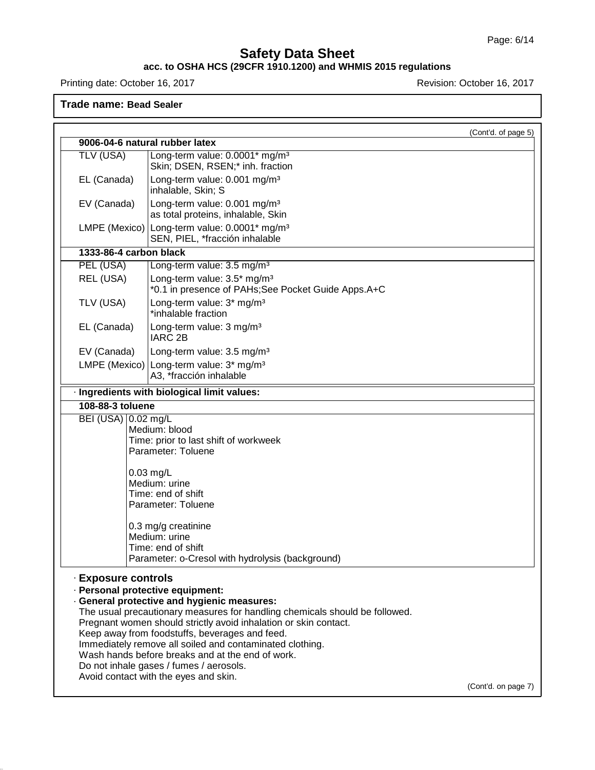# Safety Data Sheet

**acc. to OSHA HCS (29CFR 1910.1200) and WHMIS 2015 regulations**

Printing date: October 16, 2017 Revision: October 16, 2017

**Trade name: Bead Sealer**

(Cont'd. of page 5)

| **9006-04-6 natural rubber latex** | |
|---|---|
| TLV (USA) | Long-term value: 0.0001* mg/m³<br>Skin; DSEN, RSEN;* inh. fraction |
| EL (Canada) | Long-term value: 0.001 mg/m³<br>inhalable, Skin; S |
| EV (Canada) | Long-term value: 0.001 mg/m³<br>as total proteins, inhalable, Skin |
| LMPE (Mexico) | Long-term value: 0.0001* mg/m³<br>SEN, PIEL, *fracción inhalable |
| **1333-86-4 carbon black** | |
| PEL (USA) | Long-term value: 3.5 mg/m³ |
| REL (USA) | Long-term value: 3.5* mg/m³<br>*0.1 in presence of PAHs;See Pocket Guide Apps.A+C |
| TLV (USA) | Long-term value: 3* mg/m³<br>*inhalable fraction |
| EL (Canada) | Long-term value: 3 mg/m³<br>IARC 2B |
| EV (Canada) | Long-term value: 3.5 mg/m³ |
| LMPE (Mexico) | Long-term value: 3* mg/m³<br>A3, *fracción inhalable |

· **Ingredients with biological limit values:**

| **108-88-3 toluene** | |
|---|---|
| BEI (USA) | 0.02 mg/L<br>Medium: blood<br>Time: prior to last shift of workweek<br>Parameter: Toluene<br><br>0.03 mg/L<br>Medium: urine<br>Time: end of shift<br>Parameter: Toluene<br><br>0.3 mg/g creatinine<br>Medium: urine<br>Time: end of shift<br>Parameter: o-Cresol with hydrolysis (background) |

· **Exposure controls**

· **Personal protective equipment:**

· **General protective and hygienic measures:**

The usual precautionary measures for handling chemicals should be followed.
Pregnant women should strictly avoid inhalation or skin contact.
Keep away from foodstuffs, beverages and feed.
Immediately remove all soiled and contaminated clothing.
Wash hands before breaks and at the end of work.
Do not inhale gases / fumes / aerosols.
Avoid contact with the eyes and skin.

(Cont'd. on page 7)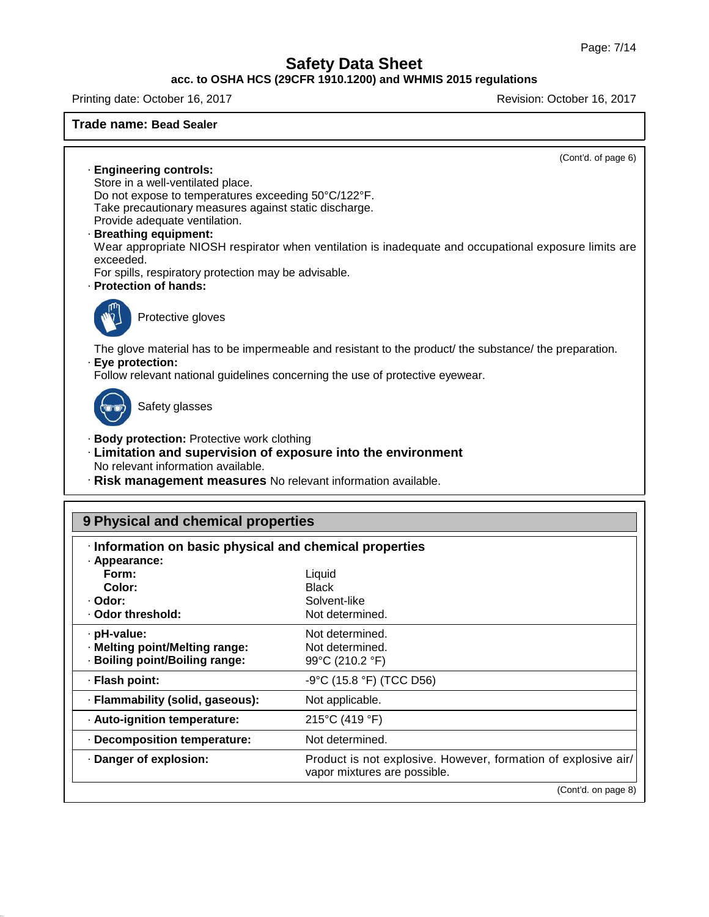# Safety Data Sheet

**acc. to OSHA HCS (29CFR 1910.1200) and WHMIS 2015 regulations**

Printing date: October 16, 2017 | Revision: October 16, 2017

**Trade name: Bead Sealer**

(Cont'd. of page 6)

· **Engineering controls:**
Store in a well-ventilated place.
Do not expose to temperatures exceeding 50°C/122°F.
Take precautionary measures against static discharge.
Provide adequate ventilation.

· **Breathing equipment:**
Wear appropriate NIOSH respirator when ventilation is inadequate and occupational exposure limits are exceeded.
For spills, respiratory protection may be advisable.

· **Protection of hands:**

Protective gloves

The glove material has to be impermeable and resistant to the product/ the substance/ the preparation.

· **Eye protection:**
Follow relevant national guidelines concerning the use of protective eyewear.

Safety glasses

· **Body protection:** Protective work clothing

· **Limitation and supervision of exposure into the environment**
No relevant information available.

· **Risk management measures** No relevant information available.

## 9 Physical and chemical properties

· **Information on basic physical and chemical properties**

| Property | Value |
|---|---|
| · **Appearance:** | |
| **Form:** | Liquid |
| **Color:** | Black |
| · **Odor:** | Solvent-like |
| · **Odor threshold:** | Not determined. |
| · **pH-value:** | Not determined. |
| · **Melting point/Melting range:** | Not determined. |
| · **Boiling point/Boiling range:** | 99°C (210.2 °F) |
| · **Flash point:** | -9°C (15.8 °F) (TCC D56) |
| · **Flammability (solid, gaseous):** | Not applicable. |
| · **Auto-ignition temperature:** | 215°C (419 °F) |
| · **Decomposition temperature:** | Not determined. |
| · **Danger of explosion:** | Product is not explosive. However, formation of explosive air/ vapor mixtures are possible. |

(Cont'd. on page 8)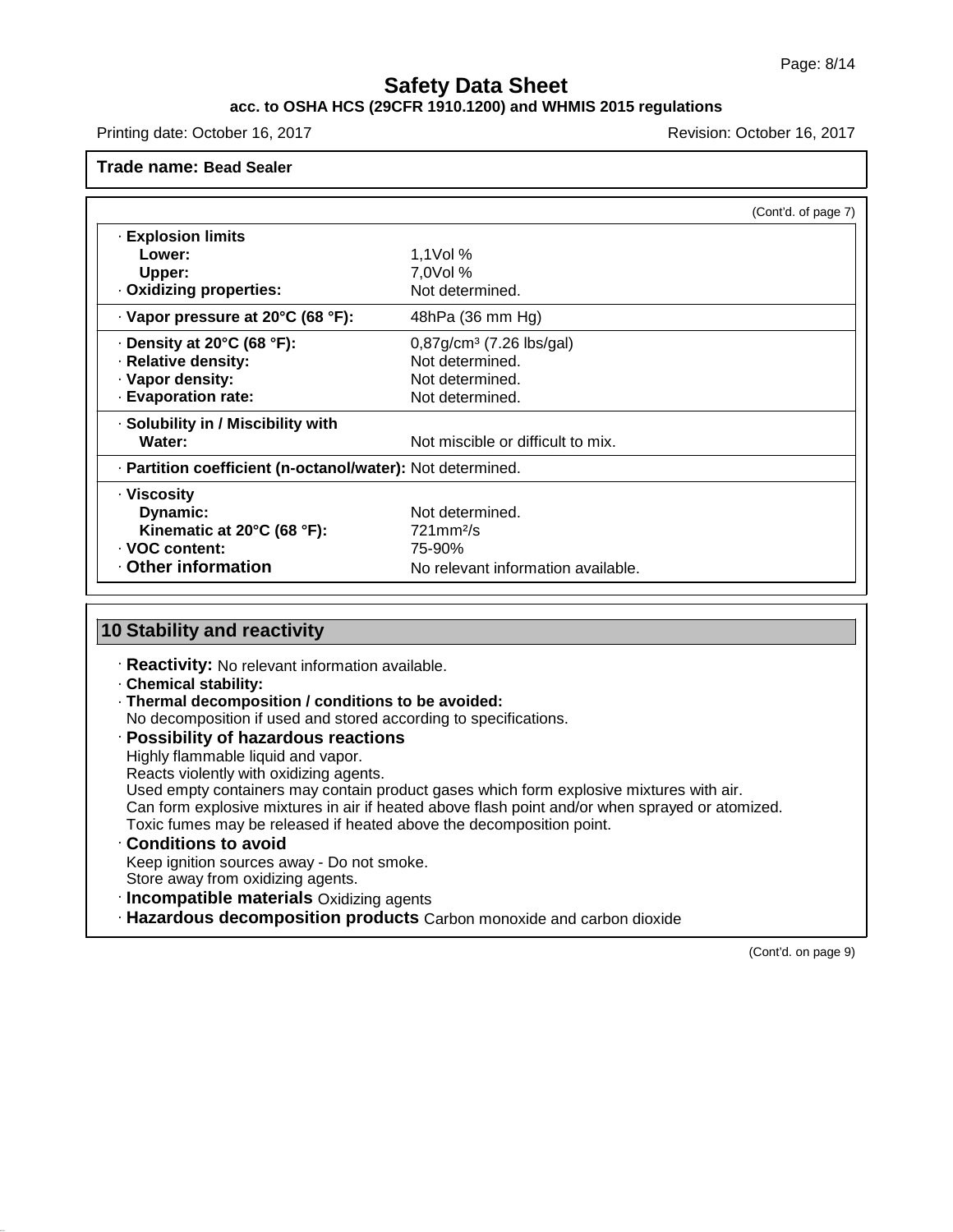**Trade name: Bead Sealer**

(Cont'd. of page 7)

| | |
|---|---|
| · **Explosion limits** | |
| **Lower:** | 1,1Vol % |
| **Upper:** | 7,0Vol % |
| · **Oxidizing properties:** | Not determined. |
| · **Vapor pressure at 20°C (68 °F):** | 48hPa (36 mm Hg) |
| · **Density at 20°C (68 °F):** | 0,87g/cm³ (7.26 lbs/gal) |
| · **Relative density:** | Not determined. |
| · **Vapor density:** | Not determined. |
| · **Evaporation rate:** | Not determined. |
| · **Solubility in / Miscibility with** | |
| **Water:** | Not miscible or difficult to mix. |
| · **Partition coefficient (n-octanol/water):** | Not determined. |
| · **Viscosity** | |
| **Dynamic:** | Not determined. |
| **Kinematic at 20°C (68 °F):** | 721mm²/s |
| · **VOC content:** | 75-90% |
| · **Other information** | No relevant information available. |

## 10 Stability and reactivity

· **Reactivity:** No relevant information available.

· **Chemical stability:**

· **Thermal decomposition / conditions to be avoided:**
No decomposition if used and stored according to specifications.

· **Possibility of hazardous reactions**
Highly flammable liquid and vapor.
Reacts violently with oxidizing agents.
Used empty containers may contain product gases which form explosive mixtures with air.
Can form explosive mixtures in air if heated above flash point and/or when sprayed or atomized.
Toxic fumes may be released if heated above the decomposition point.

· **Conditions to avoid**
Keep ignition sources away - Do not smoke.
Store away from oxidizing agents.

· **Incompatible materials** Oxidizing agents

· **Hazardous decomposition products** Carbon monoxide and carbon dioxide

(Cont'd. on page 9)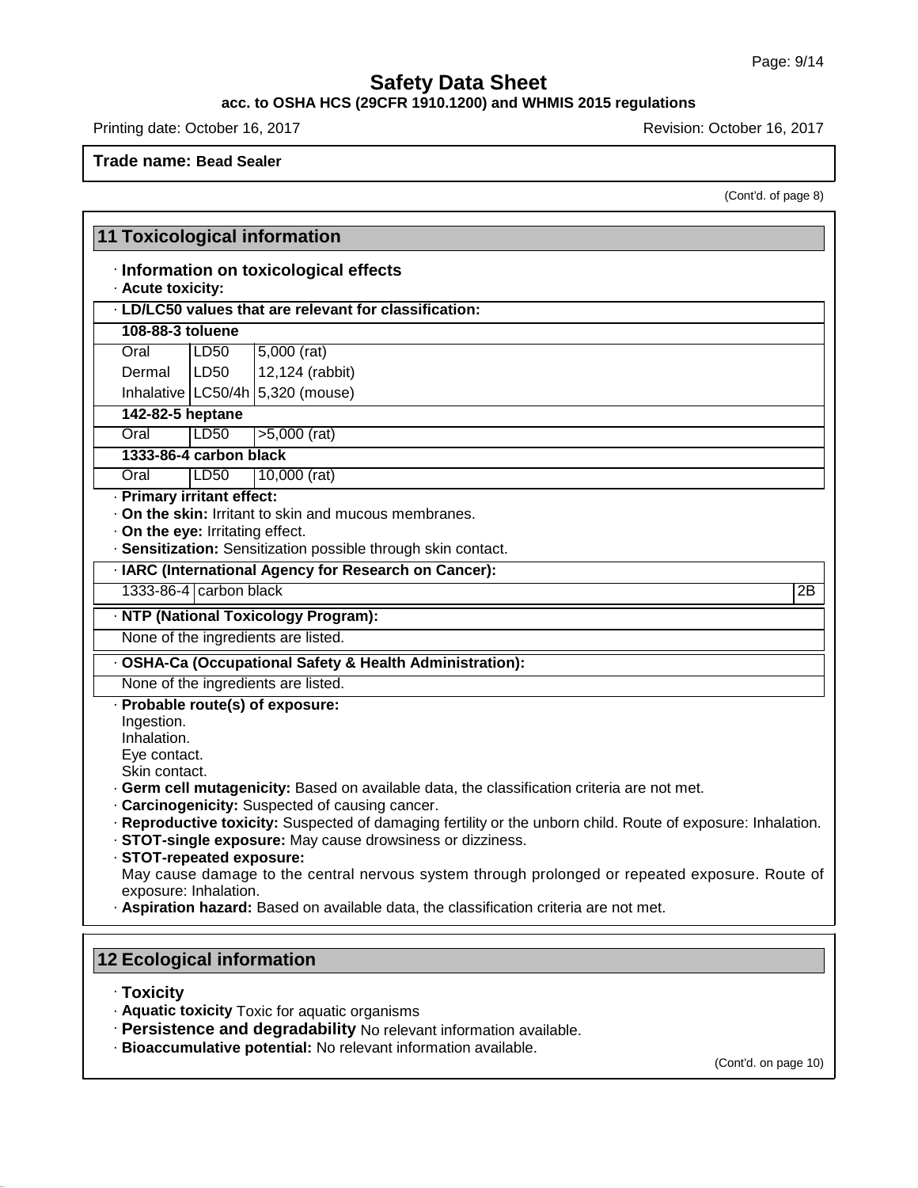Trade name: **Bead Sealer**

(Cont'd. of page 8)

## 11 Toxicological information

### · Information on toxicological effects

· **Acute toxicity:**

| · LD/LC50 values that are relevant for classification: | | |
|---|---|---|
| **108-88-3 toluene** | | |
| Oral | LD50 | 5,000 (rat) |
| Dermal | LD50 | 12,124 (rabbit) |
| Inhalative | LC50/4h | 5,320 (mouse) |
| **142-82-5 heptane** | | |
| Oral | LD50 | >5,000 (rat) |
| **1333-86-4 carbon black** | | |
| Oral | LD50 | 10,000 (rat) |

· **Primary irritant effect:**
· **On the skin:** Irritant to skin and mucous membranes.
· **On the eye:** Irritating effect.
· **Sensitization:** Sensitization possible through skin contact.

| · IARC (International Agency for Research on Cancer): | | |
|---|---|---|
| 1333-86-4 | carbon black | 2B |

| · NTP (National Toxicology Program): |
|---|
| None of the ingredients are listed. |

| · OSHA-Ca (Occupational Safety & Health Administration): |
|---|
| None of the ingredients are listed. |

· **Probable route(s) of exposure:**
Ingestion.
Inhalation.
Eye contact.
Skin contact.
· **Germ cell mutagenicity:** Based on available data, the classification criteria are not met.
· **Carcinogenicity:** Suspected of causing cancer.
· **Reproductive toxicity:** Suspected of damaging fertility or the unborn child. Route of exposure: Inhalation.
· **STOT-single exposure:** May cause drowsiness or dizziness.
· **STOT-repeated exposure:**
May cause damage to the central nervous system through prolonged or repeated exposure. Route of exposure: Inhalation.
· **Aspiration hazard:** Based on available data, the classification criteria are not met.

## 12 Ecological information

· **Toxicity**
· **Aquatic toxicity** Toxic for aquatic organisms
· **Persistence and degradability** No relevant information available.
· **Bioaccumulative potential:** No relevant information available.

(Cont'd. on page 10)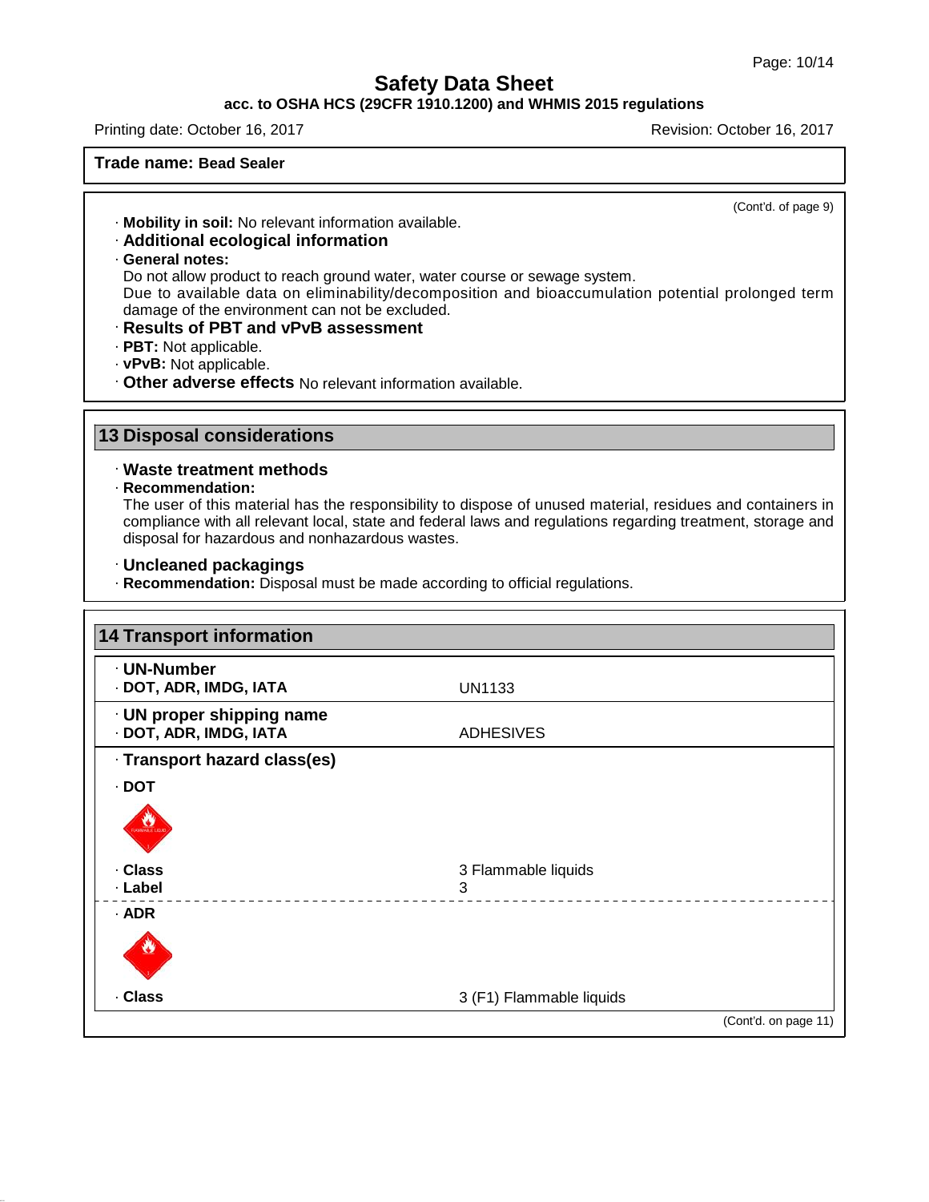Trade name: **Bead Sealer**

(Cont'd. of page 9)

· **Mobility in soil:** No relevant information available.

· **Additional ecological information**

· **General notes:**

Do not allow product to reach ground water, water course or sewage system.

Due to available data on eliminability/decomposition and bioaccumulation potential prolonged term damage of the environment can not be excluded.

· **Results of PBT and vPvB assessment**

· **PBT:** Not applicable.

· **vPvB:** Not applicable.

· **Other adverse effects** No relevant information available.

## 13 Disposal considerations

· **Waste treatment methods**

· **Recommendation:**

The user of this material has the responsibility to dispose of unused material, residues and containers in compliance with all relevant local, state and federal laws and regulations regarding treatment, storage and disposal for hazardous and nonhazardous wastes.

· **Uncleaned packagings**

· **Recommendation:** Disposal must be made according to official regulations.

## 14 Transport information

| · **UN-Number** | |
|---|---|
| · **DOT, ADR, IMDG, IATA** | UN1133 |
| · **UN proper shipping name** | |
| · **DOT, ADR, IMDG, IATA** | ADHESIVES |
| · **Transport hazard class(es)** | |
| · **DOT** | |
| · **Class** | 3 Flammable liquids |
| · **Label** | 3 |
| · **ADR** | |
| · **Class** | 3 (F1) Flammable liquids |

(Cont'd. on page 11)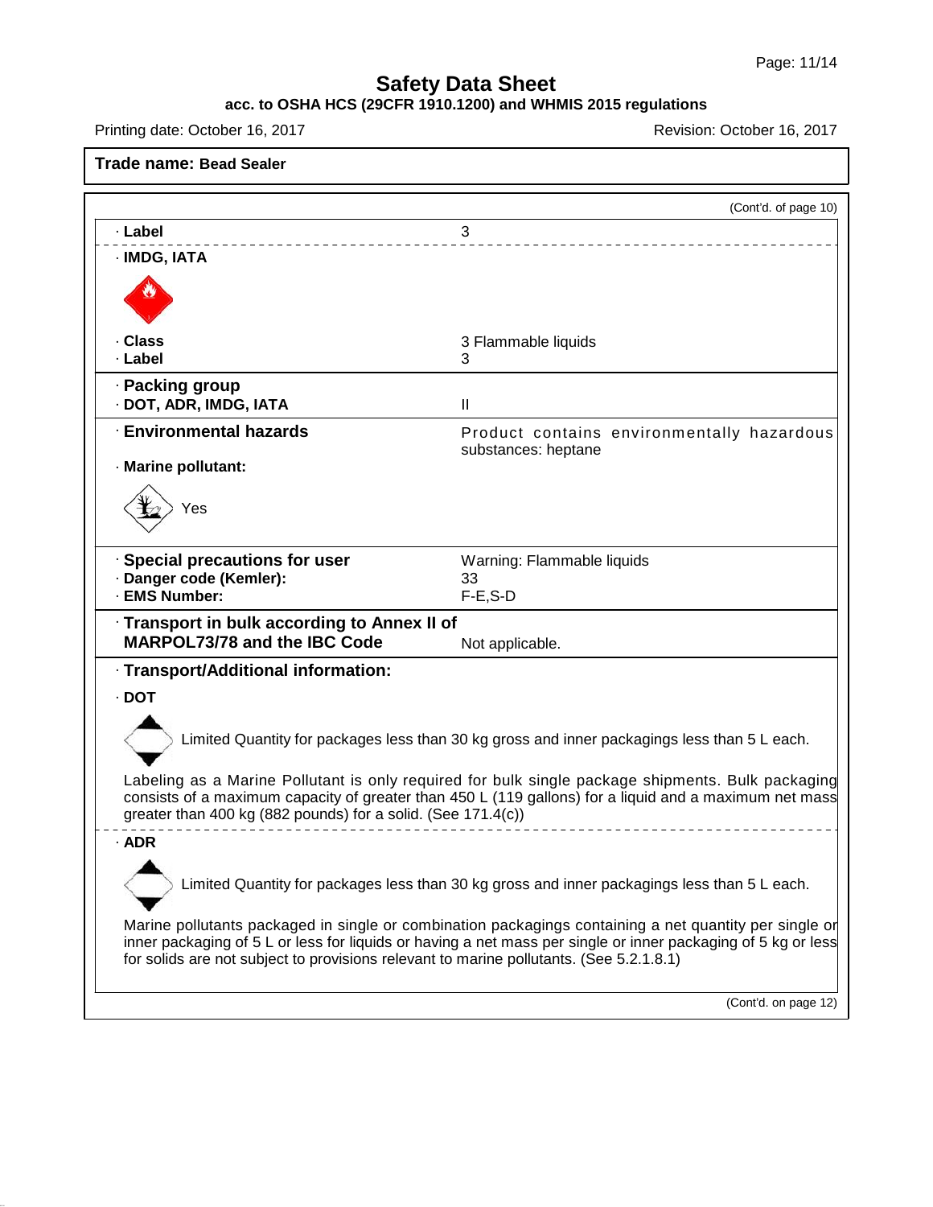# Safety Data Sheet

**acc. to OSHA HCS (29CFR 1910.1200) and WHMIS 2015 regulations**

Printing date: October 16, 2017 Revision: October 16, 2017

**Trade name: Bead Sealer**

(Cont'd. of page 10)

· **Label** 3

· **IMDG, IATA**

· **Class** 3 Flammable liquids
· **Label** 3

· **Packing group**
· **DOT, ADR, IMDG, IATA** II

· **Environmental hazards** Product contains environmentally hazardous substances: heptane

· **Marine pollutant:**

Yes

· **Special precautions for user** Warning: Flammable liquids
· **Danger code (Kemler):** 33
· **EMS Number:** F-E,S-D

· **Transport in bulk according to Annex II of MARPOL73/78 and the IBC Code** Not applicable.

· **Transport/Additional information:**

· **DOT**

Limited Quantity for packages less than 30 kg gross and inner packagings less than 5 L each.

Labeling as a Marine Pollutant is only required for bulk single package shipments. Bulk packaging consists of a maximum capacity of greater than 450 L (119 gallons) for a liquid and a maximum net mass greater than 400 kg (882 pounds) for a solid. (See 171.4(c))

· **ADR**

Limited Quantity for packages less than 30 kg gross and inner packagings less than 5 L each.

Marine pollutants packaged in single or combination packagings containing a net quantity per single or inner packaging of 5 L or less for liquids or having a net mass per single or inner packaging of 5 kg or less for solids are not subject to provisions relevant to marine pollutants. (See 5.2.1.8.1)

(Cont'd. on page 12)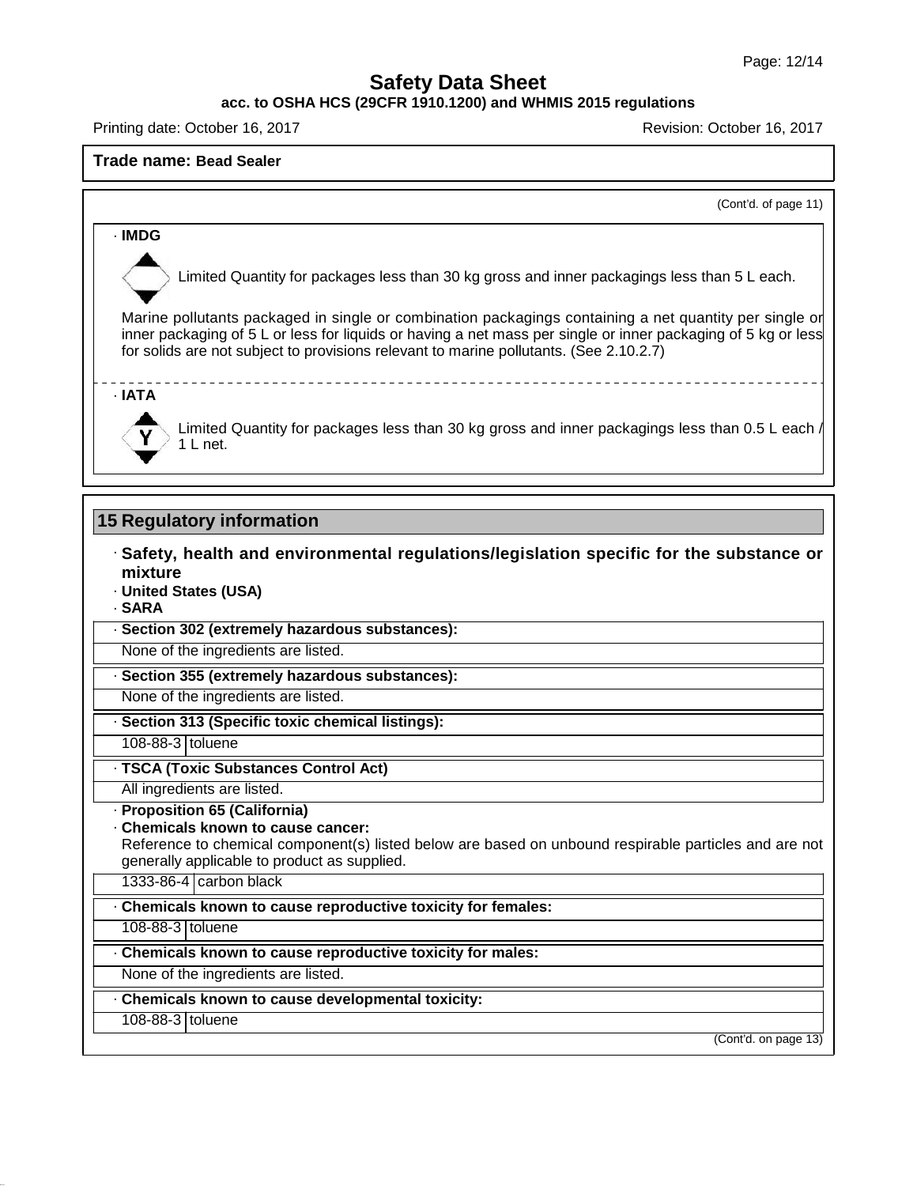**Trade name: Bead Sealer**

(Cont'd. of page 11)

· **IMDG**

Limited Quantity for packages less than 30 kg gross and inner packagings less than 5 L each.

Marine pollutants packaged in single or combination packagings containing a net quantity per single or inner packaging of 5 L or less for liquids or having a net mass per single or inner packaging of 5 kg or less for solids are not subject to provisions relevant to marine pollutants. (See 2.10.2.7)

· **IATA**

Limited Quantity for packages less than 30 kg gross and inner packagings less than 0.5 L each / 1 L net.

## 15 Regulatory information

· **Safety, health and environmental regulations/legislation specific for the substance or mixture**

· **United States (USA)**

· **SARA**

· **Section 302 (extremely hazardous substances):**

None of the ingredients are listed.

· **Section 355 (extremely hazardous substances):**

None of the ingredients are listed.

· **Section 313 (Specific toxic chemical listings):**

| 108-88-3 | toluene |
|---|---|

· **TSCA (Toxic Substances Control Act)**

All ingredients are listed.

· **Proposition 65 (California)**

· **Chemicals known to cause cancer:**

Reference to chemical component(s) listed below are based on unbound respirable particles and are not generally applicable to product as supplied.

| 1333-86-4 | carbon black |
|---|---|

· **Chemicals known to cause reproductive toxicity for females:**

| 108-88-3 | toluene |
|---|---|

· **Chemicals known to cause reproductive toxicity for males:**

None of the ingredients are listed.

· **Chemicals known to cause developmental toxicity:**

| 108-88-3 | toluene |
|---|---|

(Cont'd. on page 13)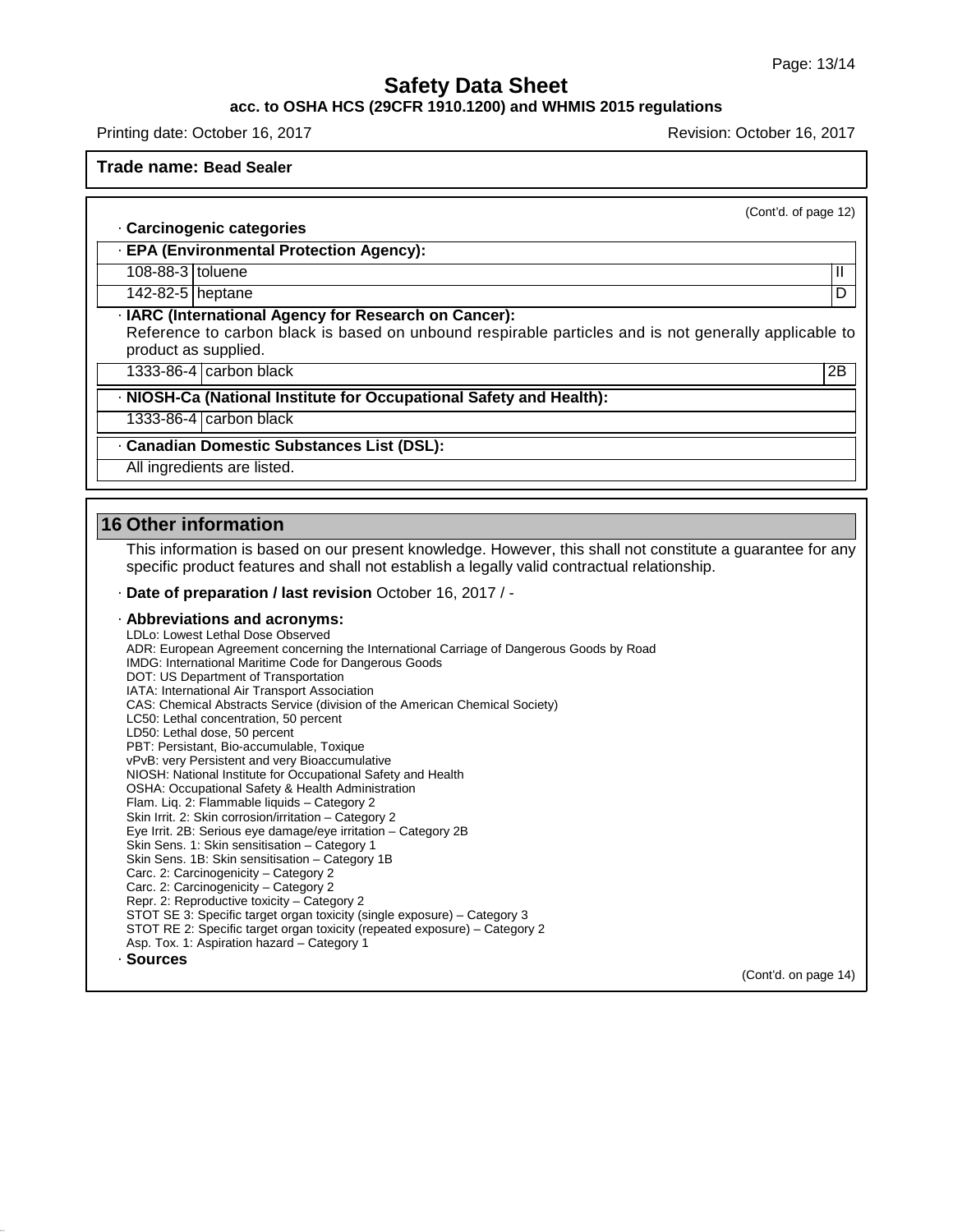**Trade name: Bead Sealer**

(Cont'd. of page 12)

· **Carcinogenic categories**

· **EPA (Environmental Protection Agency):**

| | | |
|---|---|---|
| 108-88-3 | toluene | II |
| 142-82-5 | heptane | D |

· **IARC (International Agency for Research on Cancer):**
Reference to carbon black is based on unbound respirable particles and is not generally applicable to product as supplied.

| | | |
|---|---|---|
| 1333-86-4 | carbon black | 2B |

· **NIOSH-Ca (National Institute for Occupational Safety and Health):**

| | |
|---|---|
| 1333-86-4 | carbon black |

· **Canadian Domestic Substances List (DSL):**

All ingredients are listed.

## 16 Other information

This information is based on our present knowledge. However, this shall not constitute a guarantee for any specific product features and shall not establish a legally valid contractual relationship.

· **Date of preparation / last revision** October 16, 2017 / -

· **Abbreviations and acronyms:**
LDLo: Lowest Lethal Dose Observed
ADR: European Agreement concerning the International Carriage of Dangerous Goods by Road
IMDG: International Maritime Code for Dangerous Goods
DOT: US Department of Transportation
IATA: International Air Transport Association
CAS: Chemical Abstracts Service (division of the American Chemical Society)
LC50: Lethal concentration, 50 percent
LD50: Lethal dose, 50 percent
PBT: Persistant, Bio-accumulable, Toxique
vPvB: very Persistent and very Bioaccumulative
NIOSH: National Institute for Occupational Safety and Health
OSHA: Occupational Safety & Health Administration
Flam. Liq. 2: Flammable liquids – Category 2
Skin Irrit. 2: Skin corrosion/irritation – Category 2
Eye Irrit. 2B: Serious eye damage/eye irritation – Category 2B
Skin Sens. 1: Skin sensitisation – Category 1
Skin Sens. 1B: Skin sensitisation – Category 1B
Carc. 2: Carcinogenicity – Category 2
Carc. 2: Carcinogenicity – Category 2
Repr. 2: Reproductive toxicity – Category 2
STOT SE 3: Specific target organ toxicity (single exposure) – Category 3
STOT RE 2: Specific target organ toxicity (repeated exposure) – Category 2
Asp. Tox. 1: Aspiration hazard – Category 1

· **Sources**

(Cont'd. on page 14)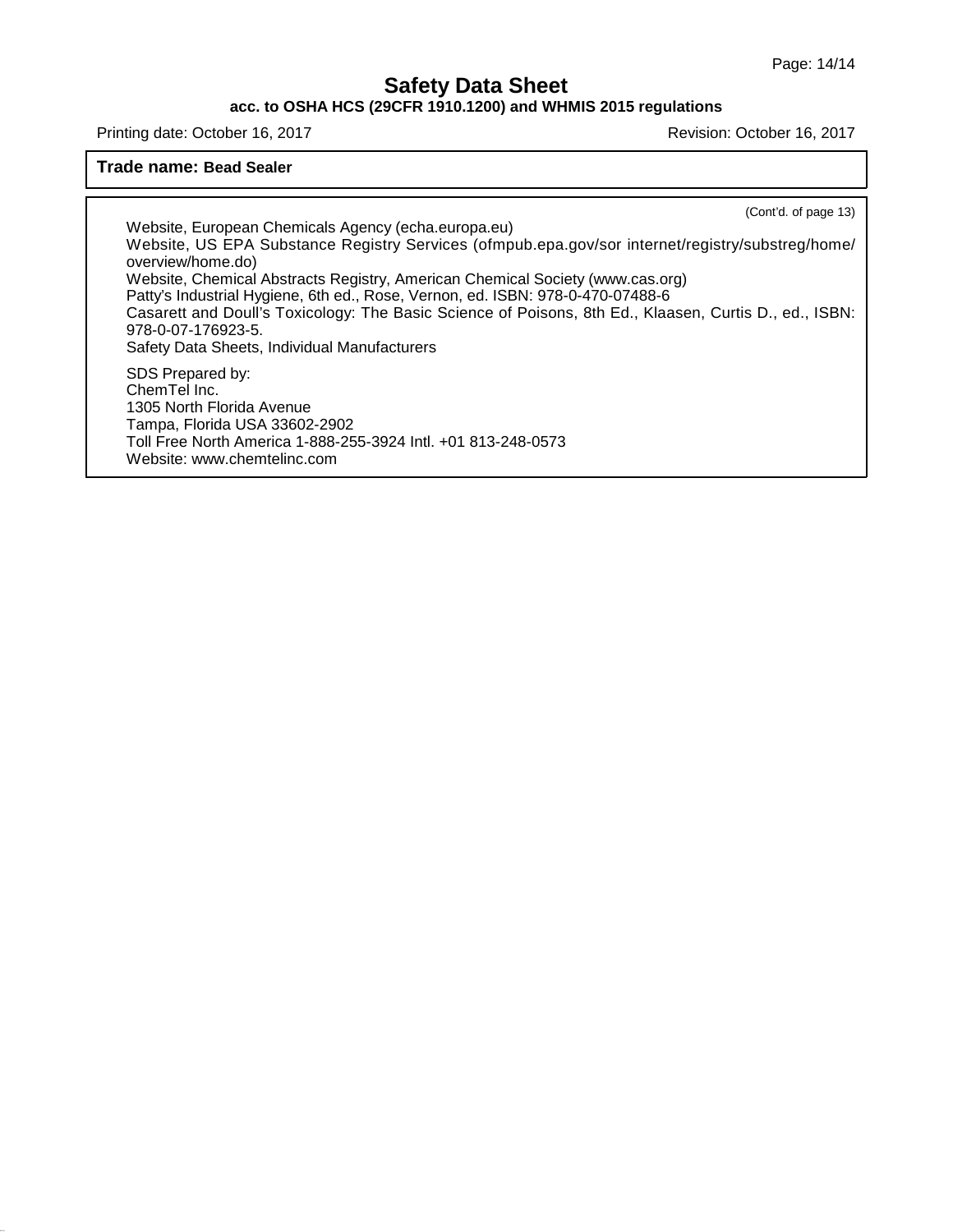(Cont'd. of page 13)

Website, European Chemicals Agency (echa.europa.eu)
Website, US EPA Substance Registry Services (ofmpub.epa.gov/sor internet/registry/substreg/home/overview/home.do)
Website, Chemical Abstracts Registry, American Chemical Society (www.cas.org)
Patty's Industrial Hygiene, 6th ed., Rose, Vernon, ed. ISBN: 978-0-470-07488-6
Casarett and Doull's Toxicology: The Basic Science of Poisons, 8th Ed., Klaasen, Curtis D., ed., ISBN: 978-0-07-176923-5.
Safety Data Sheets, Individual Manufacturers

SDS Prepared by:
ChemTel Inc.
1305 North Florida Avenue
Tampa, Florida USA 33602-2902
Toll Free North America 1-888-255-3924 Intl. +01 813-248-0573
Website: www.chemtelinc.com